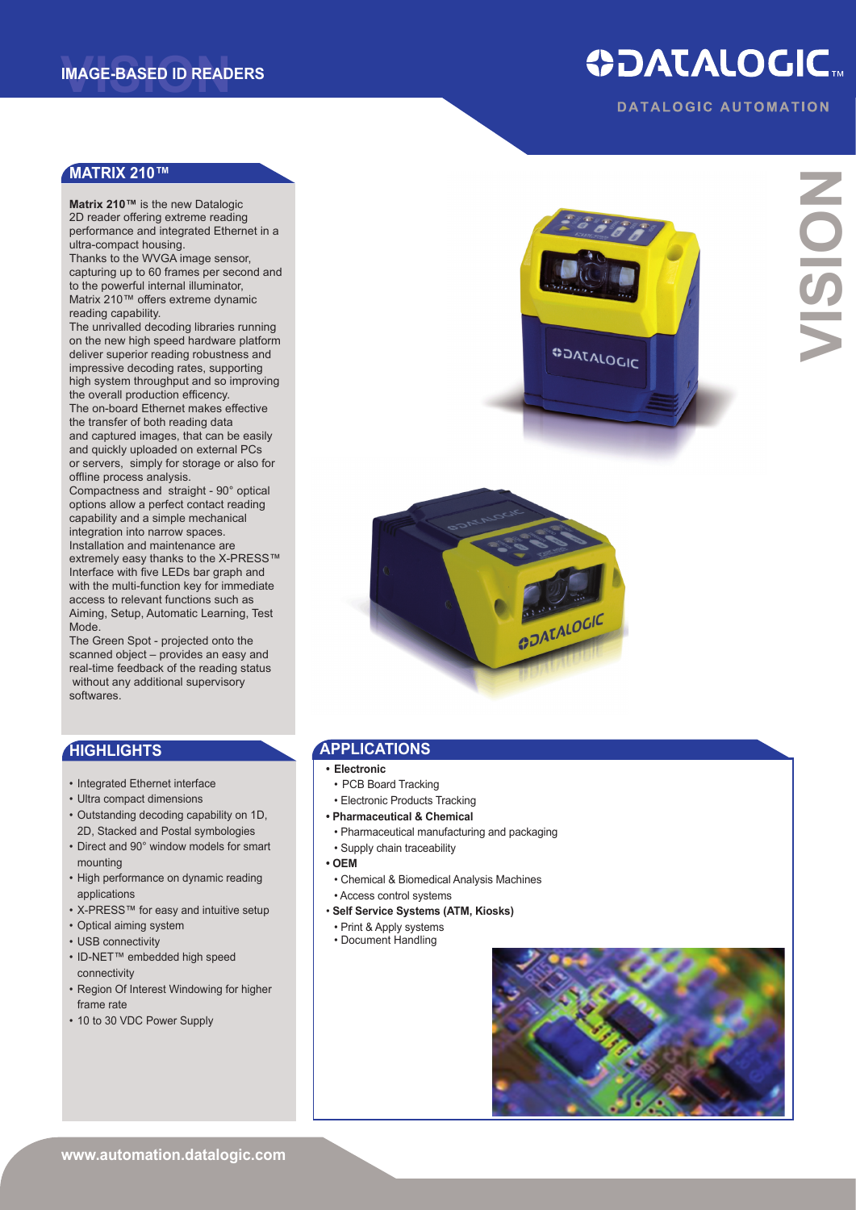# IMAGE-BASED ID READERS

DATALOGIC AUTOMATION

VISION

## MATRIX 210™

**Matrix 210™** is the new Datalogic 2D reader offering extreme reading performance and integrated Ethernet in a ultra-compact housing.

Thanks to the WVGA image sensor, capturing up to 60 frames per second and to the powerful internal illuminator, Matrix 210™ offers extreme dynamic reading capability.

The unrivalled decoding libraries running on the new high speed hardware platform deliver superior reading robustness and impressive decoding rates, supporting high system throughput and so improving the overall production efficency.

The on-board Ethernet makes effective the transfer of both reading data and captured images, that can be easily and quickly uploaded on external PCs or servers, simply for storage or also for offline process analysis.

Compactness and straight - 90° optical options allow a perfect contact reading capability and a simple mechanical integration into narrow spaces.

Installation and maintenance are extremely easy thanks to the X-PRESS™ Interface with five LEDs bar graph and with the multi-function key for immediate access to relevant functions such as Aiming, Setup, Automatic Learning, Test Mode.

The Green Spot - projected onto the scanned object – provides an easy and real-time feedback of the reading status without any additional supervisory softwares.

## HIGHLIGHTS

- Integrated Ethernet interface
- Ultra compact dimensions
- Outstanding decoding capability on 1D, 2D, Stacked and Postal symbologies
- Direct and 90° window models for smart mounting
- High performance on dynamic reading applications
- X-PRESS™ for easy and intuitive setup
- Optical aiming system
- USB connectivity
- ID-NET™ embedded high speed connectivity
- Region Of Interest Windowing for higher frame rate
- 10 to 30 VDC Power Supply

## APPLICATIONS

- **Electronic**
  - PCB Board Tracking
  - Electronic Products Tracking
- **Pharmaceutical & Chemical**
  - Pharmaceutical manufacturing and packaging
  - Supply chain traceability
- **OEM**
  - Chemical & Biomedical Analysis Machines
  - Access control systems
- **Self Service Systems (ATM, Kiosks)**
  - Print & Apply systems
  - Document Handling

www.automation.datalogic.com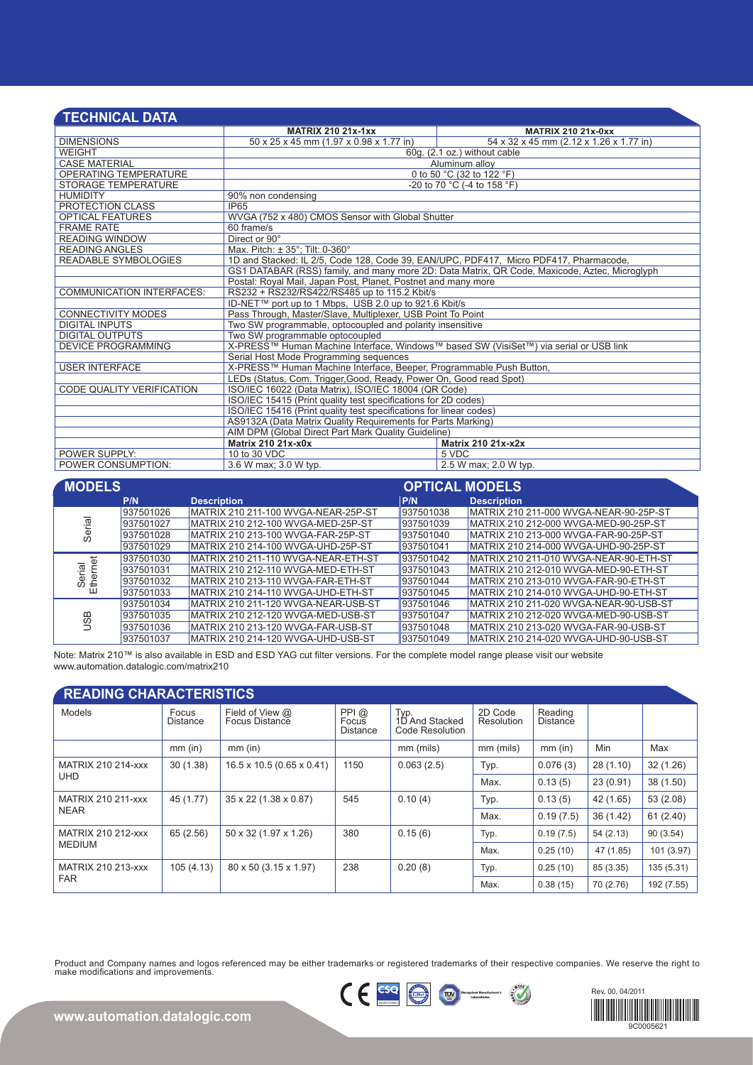## TECHNICAL DATA

| | MATRIX 210 21x-1xx | MATRIX 210 21x-0xx |
|---|---|---|
| DIMENSIONS | 50 x 25 x 45 mm (1.97 x 0.98 x 1.77 in) | 54 x 32 x 45 mm (2.12 x 1.26 x 1.77 in) |
| WEIGHT | 60g. (2.1 oz.) without cable | |
| CASE MATERIAL | Aluminum alloy | |
| OPERATING TEMPERATURE | 0 to 50 °C (32 to 122 °F) | |
| STORAGE TEMPERATURE | -20 to 70 °C (-4 to 158 °F) | |
| HUMIDITY | 90% non condensing | |
| PROTECTION CLASS | IP65 | |
| OPTICAL FEATURES | WVGA (752 x 480) CMOS Sensor with Global Shutter | |
| FRAME RATE | 60 frame/s | |
| READING WINDOW | Direct or 90° | |
| READING ANGLES | Max. Pitch: ± 35°; Tilt: 0-360° | |
| READABLE SYMBOLOGIES | 1D and Stacked: IL 2/5, Code 128, Code 39, EAN/UPC, PDF417, Micro PDF417, Pharmacode, | |
| | GS1 DATABAR (RSS) family, and many more 2D: Data Matrix, QR Code, Maxicode, Aztec, Microglyph | |
| | Postal: Royal Mail, Japan Post, Planet, Postnet and many more | |
| COMMUNICATION INTERFACES: | RS232 + RS232/RS422/RS485 up to 115.2 Kbit/s | |
| | ID-NET™ port up to 1 Mbps, USB 2.0 up to 921.6 Kbit/s | |
| CONNECTIVITY MODES | Pass Through, Master/Slave, Multiplexer, USB Point To Point | |
| DIGITAL INPUTS | Two SW programmable, optocoupled and polarity insensitive | |
| DIGITAL OUTPUTS | Two SW programmable optocoupled | |
| DEVICE PROGRAMMING | X-PRESS™ Human Machine Interface, Windows™ based SW (VisiSet™) via serial or USB link | |
| | Serial Host Mode Programming sequences | |
| USER INTERFACE | X-PRESS™ Human Machine Interface, Beeper, Programmable Push Button, | |
| | LEDs (Status, Com, Trigger,Good, Ready, Power On, Good read Spot) | |
| CODE QUALITY VERIFICATION | ISO/IEC 16022 (Data Matrix), ISO/IEC 18004 (QR Code) | |
| | ISO/IEC 15415 (Print quality test specifications for 2D codes) | |
| | ISO/IEC 15416 (Print quality test specifications for linear codes) | |
| | AS9132A (Data Matrix Quality Requirements for Parts Marking) | |
| | AIM DPM (Global Direct Part Mark Quality Guideline) | |
| | **Matrix 210 21x-x0x** | **Matrix 210 21x-x2x** |
| POWER SUPPLY: | 10 to 30 VDC | 5 VDC |
| POWER CONSUMPTION: | 3.6 W max; 3.0 W typ. | 2.5 W max; 2.0 W typ. |

## MODELS / OPTICAL MODELS

| | P/N | Description | P/N | Description |
|---|---|---|---|---|
| Serial | 937501026 | MATRIX 210 211-100 WVGA-NEAR-25P-ST | 937501038 | MATRIX 210 211-000 WVGA-NEAR-90-25P-ST |
| | 937501027 | MATRIX 210 212-100 WVGA-MED-25P-ST | 937501039 | MATRIX 210 212-000 WVGA-MED-90-25P-ST |
| | 937501028 | MATRIX 210 213-100 WVGA-FAR-25P-ST | 937501040 | MATRIX 210 213-000 WVGA-FAR-90-25P-ST |
| | 937501029 | MATRIX 210 214-100 WVGA-UHD-25P-ST | 937501041 | MATRIX 210 214-000 WVGA-UHD-90-25P-ST |
| Serial Ethernet | 937501030 | MATRIX 210 211-110 WVGA-NEAR-ETH-ST | 937501042 | MATRIX 210 211-010 WVGA-NEAR-90-ETH-ST |
| | 937501031 | MATRIX 210 212-110 WVGA-MED-ETH-ST | 937501043 | MATRIX 210 212-010 WVGA-MED-90-ETH-ST |
| | 937501032 | MATRIX 210 213-110 WVGA-FAR-ETH-ST | 937501044 | MATRIX 210 213-010 WVGA-FAR-90-ETH-ST |
| | 937501033 | MATRIX 210 214-110 WVGA-UHD-ETH-ST | 937501045 | MATRIX 210 214-010 WVGA-UHD-90-ETH-ST |
| USB | 937501034 | MATRIX 210 211-120 WVGA-NEAR-USB-ST | 937501046 | MATRIX 210 211-020 WVGA-NEAR-90-USB-ST |
| | 937501035 | MATRIX 210 212-120 WVGA-MED-USB-ST | 937501047 | MATRIX 210 212-020 WVGA-MED-90-USB-ST |
| | 937501036 | MATRIX 210 213-120 WVGA-FAR-USB-ST | 937501048 | MATRIX 210 213-020 WVGA-FAR-90-USB-ST |
| | 937501037 | MATRIX 210 214-120 WVGA-UHD-USB-ST | 937501049 | MATRIX 210 214-020 WVGA-UHD-90-USB-ST |

Note: Matrix 210™ is also available in ESD and ESD YAG cut filter versions. For the complete model range please visit our website www.automation.datalogic.com/matrix210

## READING CHARACTERISTICS

| Models | Focus Distance | Field of View @ Focus Distance | PPI @ Focus Distance | Typ. 1D And Stacked Code Resolution | 2D Code Resolution | Reading Distance | | |
|---|---|---|---|---|---|---|---|---|
| | mm (in) | mm (in) | | mm (mils) | mm (mils) | mm (in) | Min | Max |
| MATRIX 210 214-xxx UHD | 30 (1.38) | 16.5 x 10.5 (0.65 x 0.41) | 1150 | 0.063 (2.5) | Typ. | 0.076 (3) | 28 (1.10) | 32 (1.26) |
| | | | | | Max. | 0.13 (5) | 23 (0.91) | 38 (1.50) |
| MATRIX 210 211-xxx NEAR | 45 (1.77) | 35 x 22 (1.38 x 0.87) | 545 | 0.10 (4) | Typ. | 0.13 (5) | 42 (1.65) | 53 (2.08) |
| | | | | | Max. | 0.19 (7.5) | 36 (1.42) | 61 (2.40) |
| MATRIX 210 212-xxx MEDIUM | 65 (2.56) | 50 x 32 (1.97 x 1.26) | 380 | 0.15 (6) | Typ. | 0.19 (7.5) | 54 (2.13) | 90 (3.54) |
| | | | | | Max. | 0.25 (10) | 47 (1.85) | 101 (3.97) |
| MATRIX 210 213-xxx FAR | 105 (4.13) | 80 x 50 (3.15 x 1.97) | 238 | 0.20 (8) | Typ. | 0.25 (10) | 85 (3.35) | 135 (5.31) |
| | | | | | Max. | 0.38 (15) | 70 (2.76) | 192 (7.55) |

Product and Company names and logos referenced may be either trademarks or registered trademarks of their respective companies. We reserve the right to make modifications and improvements.

Rev. 00, 04/2011

9C0005621

www.automation.datalogic.com